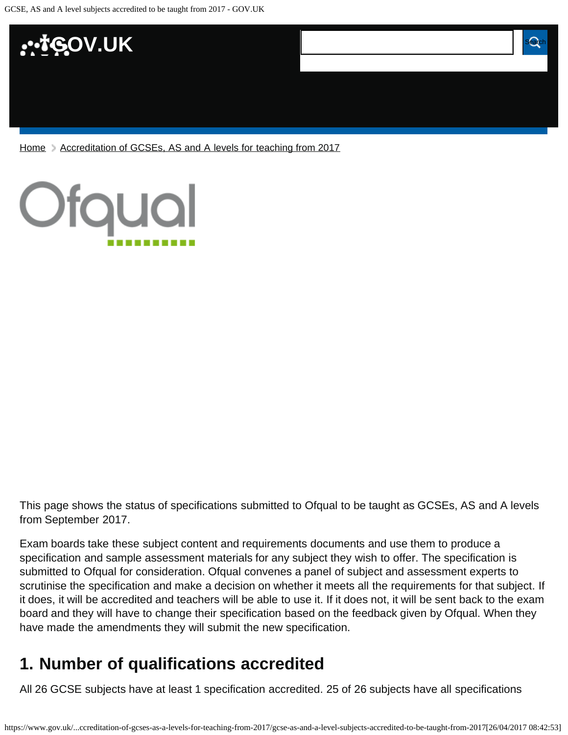Home > Accreditation of GCSEs, AS and A levels for teaching from 2017

This page shows the status of specifications submitted to Ofqual to be taught as GCSEs, AS and A levels from September 2017.

Exam boards take these subject content and requirements documents and use them to produce a specification and sample assessment materials for any subject they wish to offer. The specification is submitted to Ofqual for consideration. Ofqual convenes a panel of subject and assessment experts to scrutinise the specification and make a decision on whether it meets all the requirements for that subject. If it does, it will be accredited and teachers will be able to use it. If it does not, it will be sent back to the exam board and they will have to change their specification based on the feedback given by Ofqual. When they have made the amendments they will submit the new specification.

## 1. Number of qualifications accredited

All 26 GCSE subjects have at least 1 specification accredited. 25 of 26 subjects have all specifications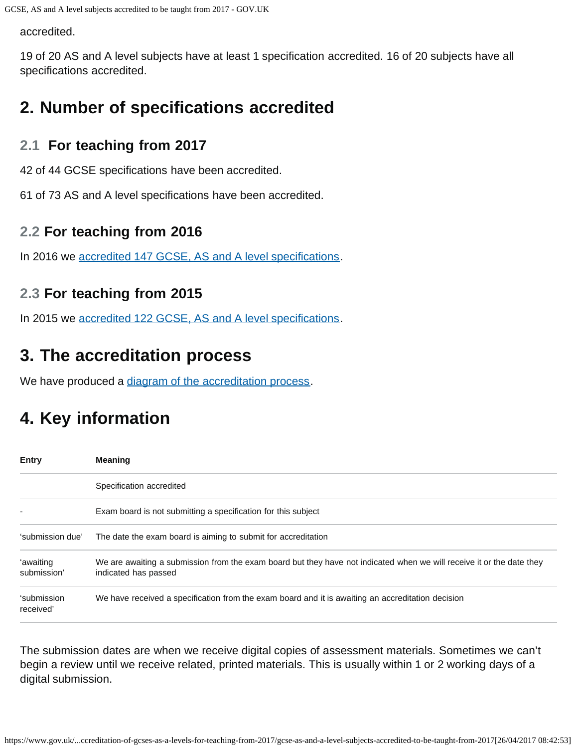accredited.

19 of 20 AS and A level subjects have at least 1 specification accredited. 16 of 20 subjects have all specifications accredited.

## 2. Number of specifications accredited

### 2.1 For teaching from 2017

42 of 44 GCSE specifications have been accredited.

61 of 73 AS and A level specifications have been accredited.

### 2.2 For teaching from 2016

In 2016 we accredited 147 GCSE, AS and A level specifications.

### 2.3 For teaching from 2015

In 2015 we accredited 122 GCSE, AS and A level specifications.

## 3. The accreditation process

We have produced a diagram of the accreditation process.

## 4. Key information

| Entry | Meaning |
|---|---|
| | Specification accredited |
| - | Exam board is not submitting a specification for this subject |
| 'submission due' | The date the exam board is aiming to submit for accreditation |
| 'awaiting submission' | We are awaiting a submission from the exam board but they have not indicated when we will receive it or the date they indicated has passed |
| 'submission received' | We have received a specification from the exam board and it is awaiting an accreditation decision |

The submission dates are when we receive digital copies of assessment materials. Sometimes we can't begin a review until we receive related, printed materials. This is usually within 1 or 2 working days of a digital submission.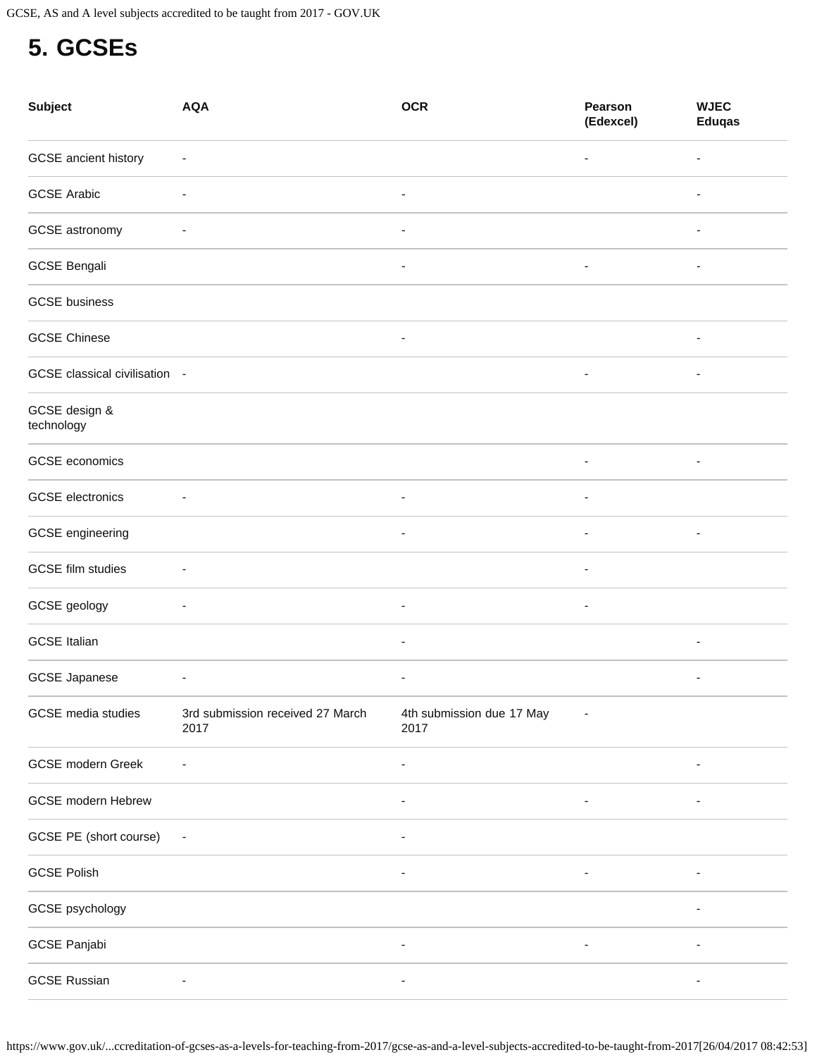# 5. GCSEs

| Subject | AQA | OCR | Pearson (Edexcel) | WJEC Eduqas |
|---|---|---|---|---|
| GCSE ancient history | - | | - | - |
| GCSE Arabic | - | - | | - |
| GCSE astronomy | - | - | | - |
| GCSE Bengali | | - | - | - |
| GCSE business | | | | |
| GCSE Chinese | | - | | - |
| GCSE classical civilisation | - | | - | - |
| GCSE design & technology | | | | |
| GCSE economics | | | - | - |
| GCSE electronics | - | - | - | |
| GCSE engineering | | - | - | - |
| GCSE film studies | - | | - | |
| GCSE geology | - | - | - | |
| GCSE Italian | | - | | - |
| GCSE Japanese | - | - | | - |
| GCSE media studies | 3rd submission received 27 March 2017 | 4th submission due 17 May 2017 | - | |
| GCSE modern Greek | - | - | | - |
| GCSE modern Hebrew | | - | - | - |
| GCSE PE (short course) | - | - | | |
| GCSE Polish | | - | - | - |
| GCSE psychology | | | | - |
| GCSE Panjabi | | - | - | - |
| GCSE Russian | - | - | | - |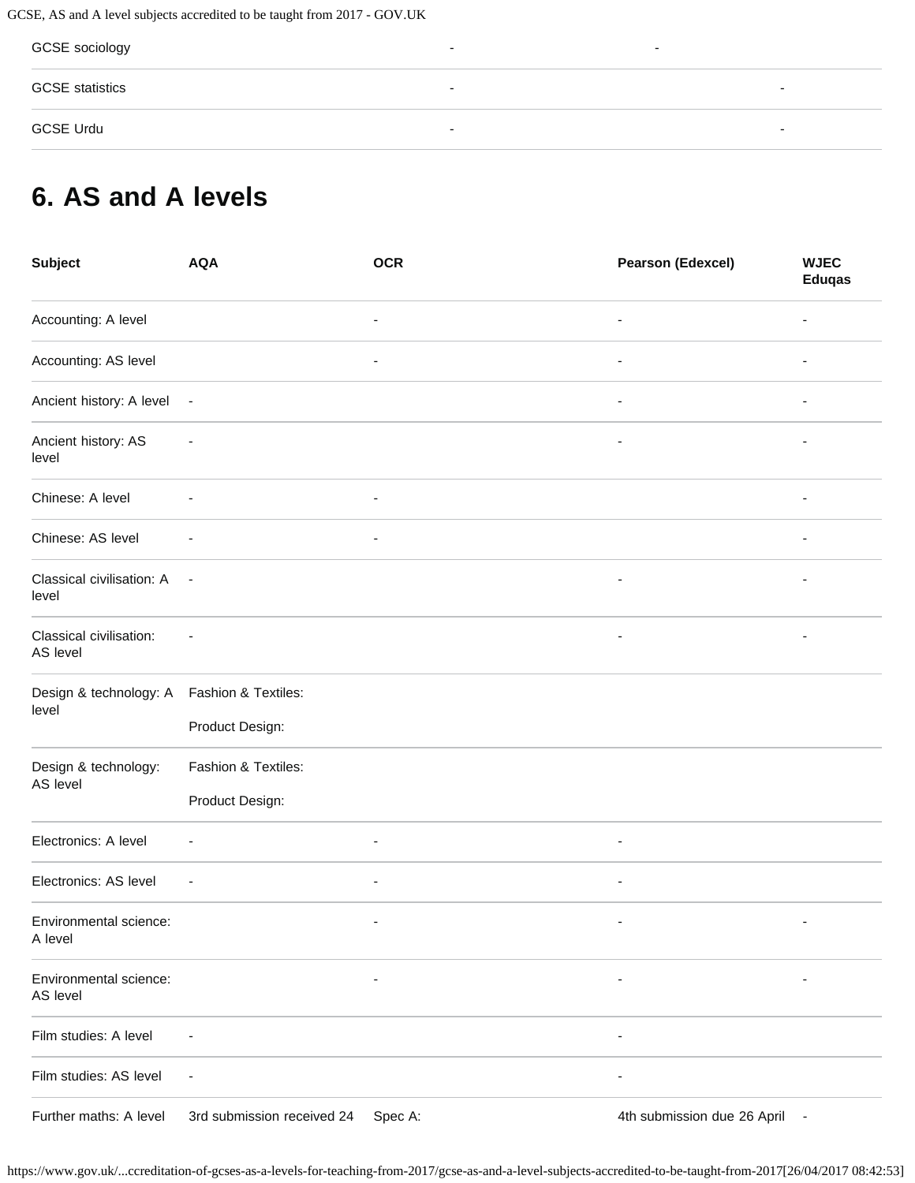| | | | | |
|---|---|---|---|---|
| GCSE sociology | | - | - | |
| GCSE statistics | | - | | - |
| GCSE Urdu | | - | | - |

## 6. AS and A levels

| Subject | AQA | OCR | Pearson (Edexcel) | WJEC Eduqas |
|---|---|---|---|---|
| Accounting: A level | | - | - | - |
| Accounting: AS level | | - | - | - |
| Ancient history: A level | - | | - | - |
| Ancient history: AS level | - | | - | - |
| Chinese: A level | - | - | | - |
| Chinese: AS level | - | - | | - |
| Classical civilisation: A level | - | | - | - |
| Classical civilisation: AS level | - | | - | - |
| Design & technology: A level | Fashion & Textiles:<br>Product Design: | | | |
| Design & technology: AS level | Fashion & Textiles:<br>Product Design: | | | |
| Electronics: A level | - | - | - | |
| Electronics: AS level | - | - | - | |
| Environmental science: A level | | - | - | - |
| Environmental science: AS level | | - | - | - |
| Film studies: A level | - | | - | |
| Film studies: AS level | - | | - | |
| Further maths: A level | 3rd submission received 24 | Spec A: | 4th submission due 26 April | - |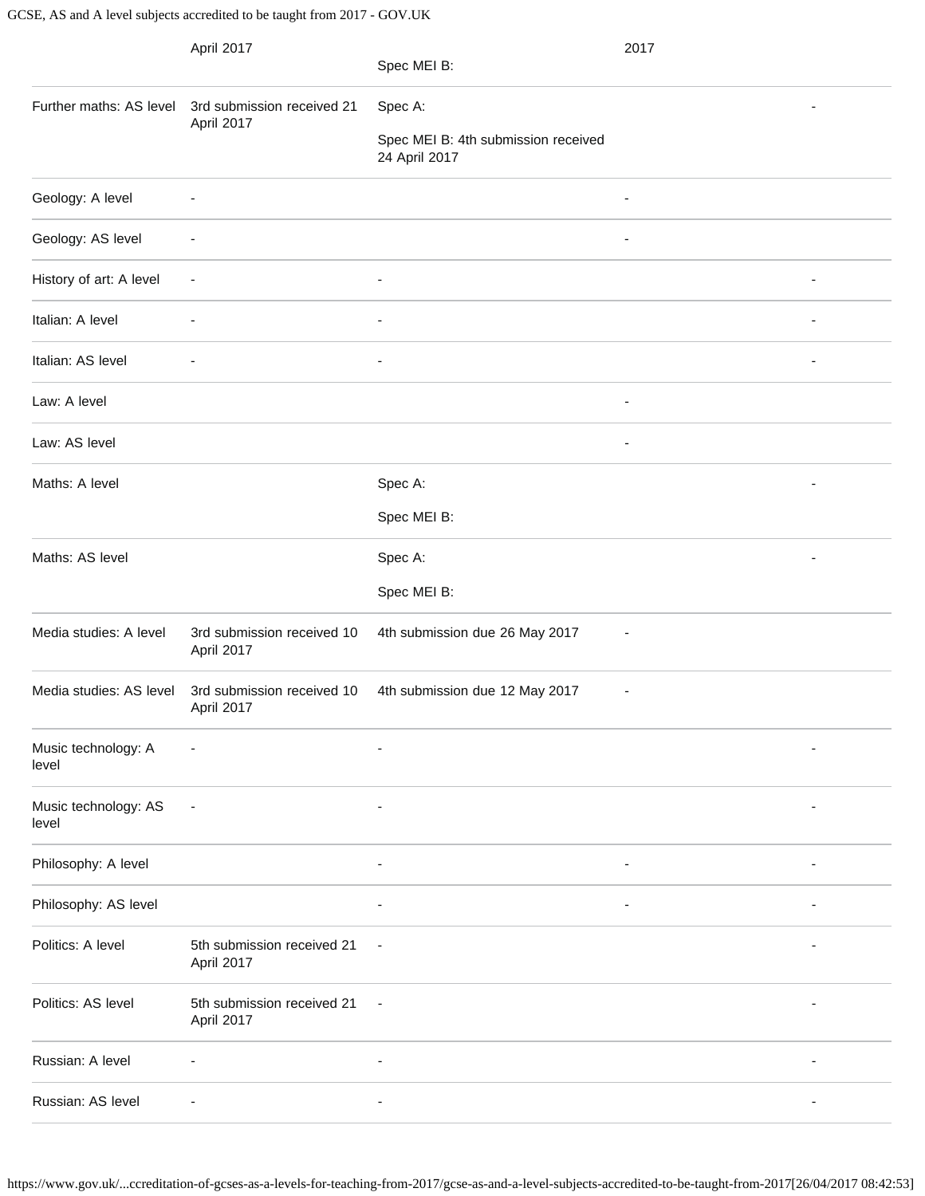| | | | | |
|---|---|---|---|---|
| | April 2017 | Spec MEI B: | 2017 | |
| Further maths: AS level | 3rd submission received 21 April 2017 | Spec A:<br>Spec MEI B: 4th submission received 24 April 2017 | | - |
| Geology: A level | - | | - | |
| Geology: AS level | - | | - | |
| History of art: A level | - | - | | - |
| Italian: A level | - | - | | - |
| Italian: AS level | - | - | | - |
| Law: A level | | | - | |
| Law: AS level | | | - | |
| Maths: A level | | Spec A:<br>Spec MEI B: | | - |
| Maths: AS level | | Spec A:<br>Spec MEI B: | | - |
| Media studies: A level | 3rd submission received 10 April 2017 | 4th submission due 26 May 2017 | - | |
| Media studies: AS level | 3rd submission received 10 April 2017 | 4th submission due 12 May 2017 | - | |
| Music technology: A level | - | - | | - |
| Music technology: AS level | - | - | | - |
| Philosophy: A level | | - | - | - |
| Philosophy: AS level | | - | - | - |
| Politics: A level | 5th submission received 21 April 2017 | - | | - |
| Politics: AS level | 5th submission received 21 April 2017 | - | | - |
| Russian: A level | - | - | | - |
| Russian: AS level | - | - | | - |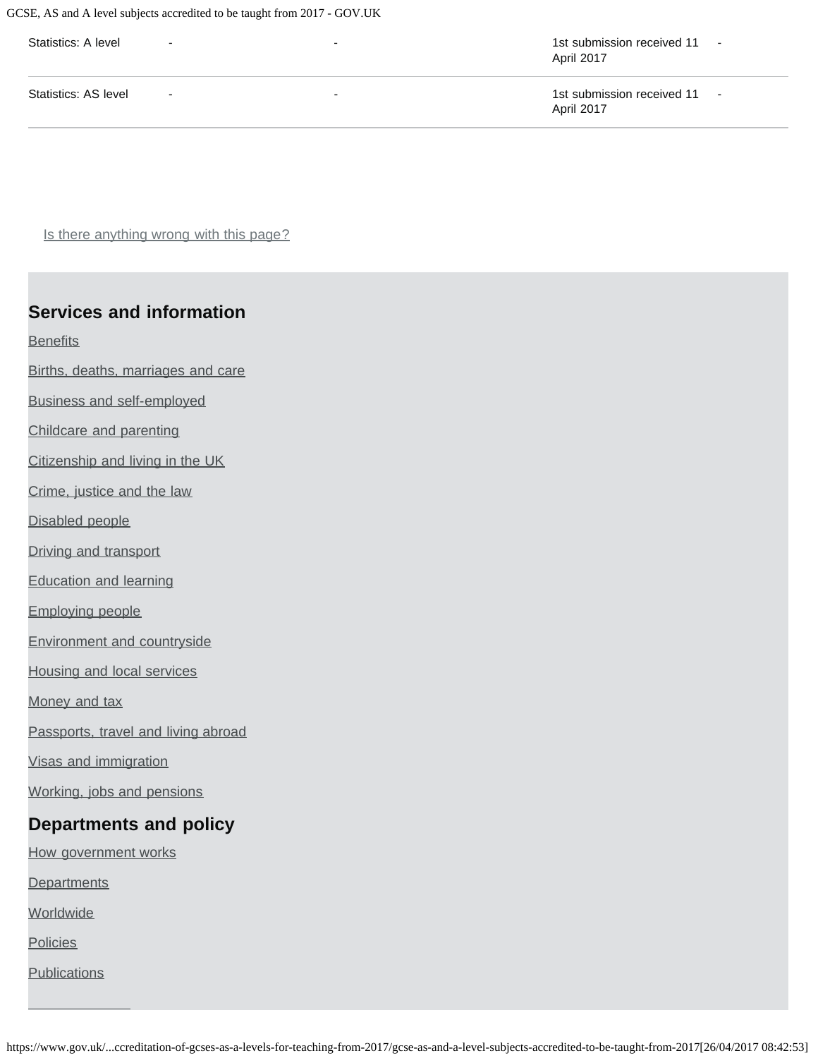| | | | | |
|---|---|---|---|---|
| Statistics: A level | - | - | 1st submission received 11 April 2017 | - |
| Statistics: AS level | - | - | 1st submission received 11 April 2017 | - |

Is there anything wrong with this page?

## Services and information

Benefits

Births, deaths, marriages and care

Business and self-employed

Childcare and parenting

Citizenship and living in the UK

Crime, justice and the law

Disabled people

Driving and transport

Education and learning

Employing people

Environment and countryside

Housing and local services

Money and tax

Passports, travel and living abroad

Visas and immigration

Working, jobs and pensions

## Departments and policy

How government works

Departments

Worldwide

Policies

Publications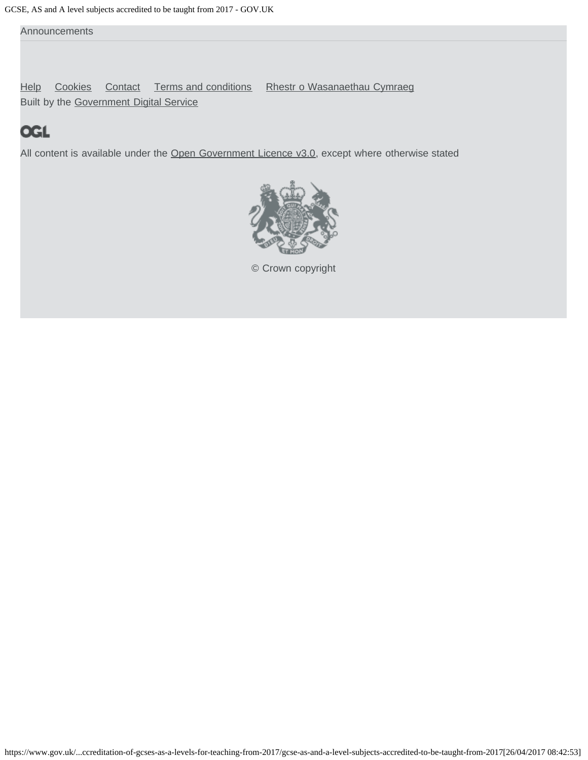Announcements

Help Cookies Contact Terms and conditions Rhestr o Wasanaethau Cymraeg

Built by the Government Digital Service

OGL

All content is available under the Open Government Licence v3.0, except where otherwise stated

© Crown copyright